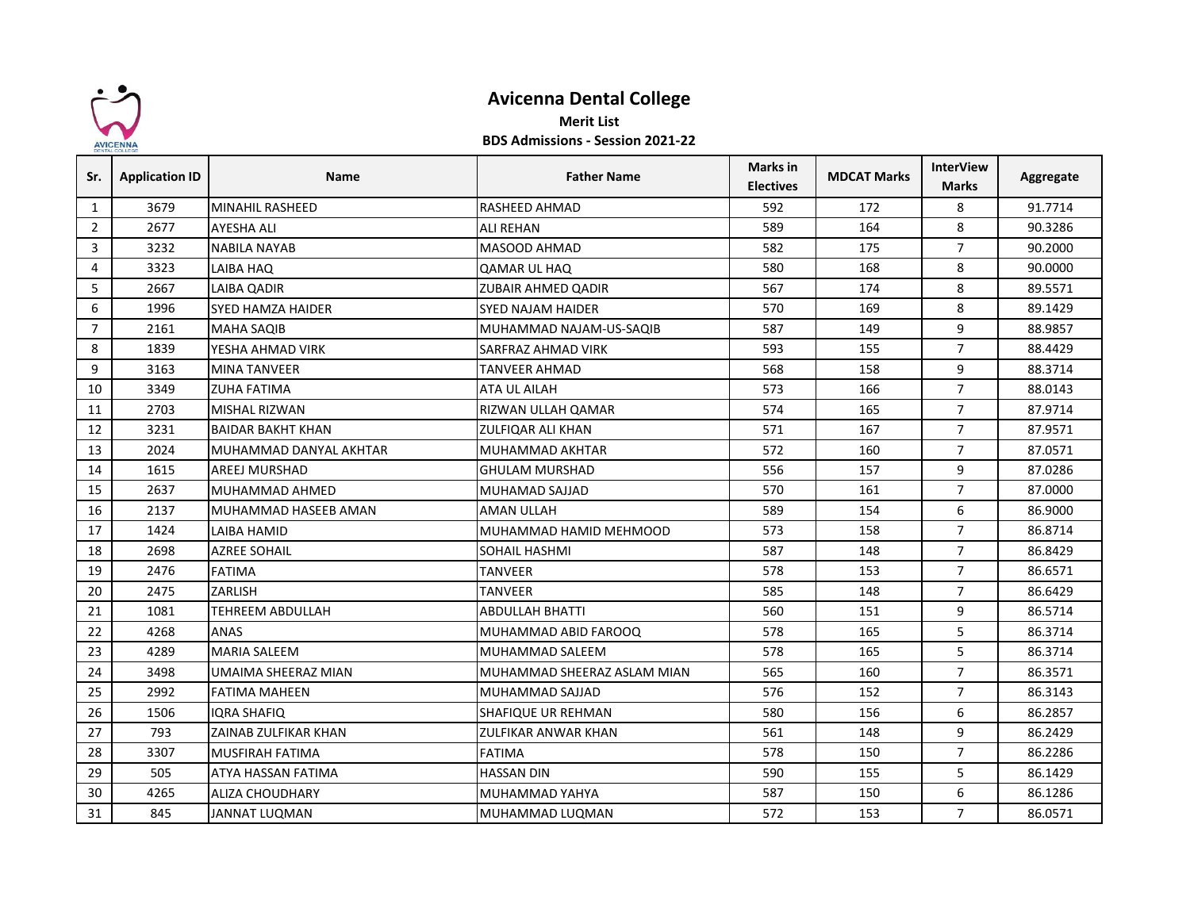# Avicenna Dental College

**Merit List**

**BDS Admissions - Session 2021-22**

| Sr. | Application ID | Name | Father Name | Marks in Electives | MDCAT Marks | InterView Marks | Aggregate |
|---|---|---|---|---|---|---|---|
| 1 | 3679 | MINAHIL RASHEED | RASHEED AHMAD | 592 | 172 | 8 | 91.7714 |
| 2 | 2677 | AYESHA ALI | ALI REHAN | 589 | 164 | 8 | 90.3286 |
| 3 | 3232 | NABILA NAYAB | MASOOD AHMAD | 582 | 175 | 7 | 90.2000 |
| 4 | 3323 | LAIBA HAQ | QAMAR UL HAQ | 580 | 168 | 8 | 90.0000 |
| 5 | 2667 | LAIBA QADIR | ZUBAIR AHMED QADIR | 567 | 174 | 8 | 89.5571 |
| 6 | 1996 | SYED HAMZA HAIDER | SYED NAJAM HAIDER | 570 | 169 | 8 | 89.1429 |
| 7 | 2161 | MAHA SAQIB | MUHAMMAD NAJAM-US-SAQIB | 587 | 149 | 9 | 88.9857 |
| 8 | 1839 | YESHA AHMAD VIRK | SARFRAZ AHMAD VIRK | 593 | 155 | 7 | 88.4429 |
| 9 | 3163 | MINA TANVEER | TANVEER AHMAD | 568 | 158 | 9 | 88.3714 |
| 10 | 3349 | ZUHA FATIMA | ATA UL AILAH | 573 | 166 | 7 | 88.0143 |
| 11 | 2703 | MISHAL RIZWAN | RIZWAN ULLAH QAMAR | 574 | 165 | 7 | 87.9714 |
| 12 | 3231 | BAIDAR BAKHT KHAN | ZULFIQAR ALI KHAN | 571 | 167 | 7 | 87.9571 |
| 13 | 2024 | MUHAMMAD DANYAL AKHTAR | MUHAMMAD AKHTAR | 572 | 160 | 7 | 87.0571 |
| 14 | 1615 | AREEJ MURSHAD | GHULAM MURSHAD | 556 | 157 | 9 | 87.0286 |
| 15 | 2637 | MUHAMMAD AHMED | MUHAMAD SAJJAD | 570 | 161 | 7 | 87.0000 |
| 16 | 2137 | MUHAMMAD HASEEB AMAN | AMAN ULLAH | 589 | 154 | 6 | 86.9000 |
| 17 | 1424 | LAIBA HAMID | MUHAMMAD HAMID MEHMOOD | 573 | 158 | 7 | 86.8714 |
| 18 | 2698 | AZREE SOHAIL | SOHAIL HASHMI | 587 | 148 | 7 | 86.8429 |
| 19 | 2476 | FATIMA | TANVEER | 578 | 153 | 7 | 86.6571 |
| 20 | 2475 | ZARLISH | TANVEER | 585 | 148 | 7 | 86.6429 |
| 21 | 1081 | TEHREEM ABDULLAH | ABDULLAH BHATTI | 560 | 151 | 9 | 86.5714 |
| 22 | 4268 | ANAS | MUHAMMAD ABID FAROOQ | 578 | 165 | 5 | 86.3714 |
| 23 | 4289 | MARIA SALEEM | MUHAMMAD SALEEM | 578 | 165 | 5 | 86.3714 |
| 24 | 3498 | UMAIMA SHEERAZ MIAN | MUHAMMAD SHEERAZ ASLAM MIAN | 565 | 160 | 7 | 86.3571 |
| 25 | 2992 | FATIMA MAHEEN | MUHAMMAD SAJJAD | 576 | 152 | 7 | 86.3143 |
| 26 | 1506 | IQRA SHAFIQ | SHAFIQUE UR REHMAN | 580 | 156 | 6 | 86.2857 |
| 27 | 793 | ZAINAB ZULFIKAR KHAN | ZULFIKAR ANWAR KHAN | 561 | 148 | 9 | 86.2429 |
| 28 | 3307 | MUSFIRAH FATIMA | FATIMA | 578 | 150 | 7 | 86.2286 |
| 29 | 505 | ATYA HASSAN FATIMA | HASSAN DIN | 590 | 155 | 5 | 86.1429 |
| 30 | 4265 | ALIZA CHOUDHARY | MUHAMMAD YAHYA | 587 | 150 | 6 | 86.1286 |
| 31 | 845 | JANNAT LUQMAN | MUHAMMAD LUQMAN | 572 | 153 | 7 | 86.0571 |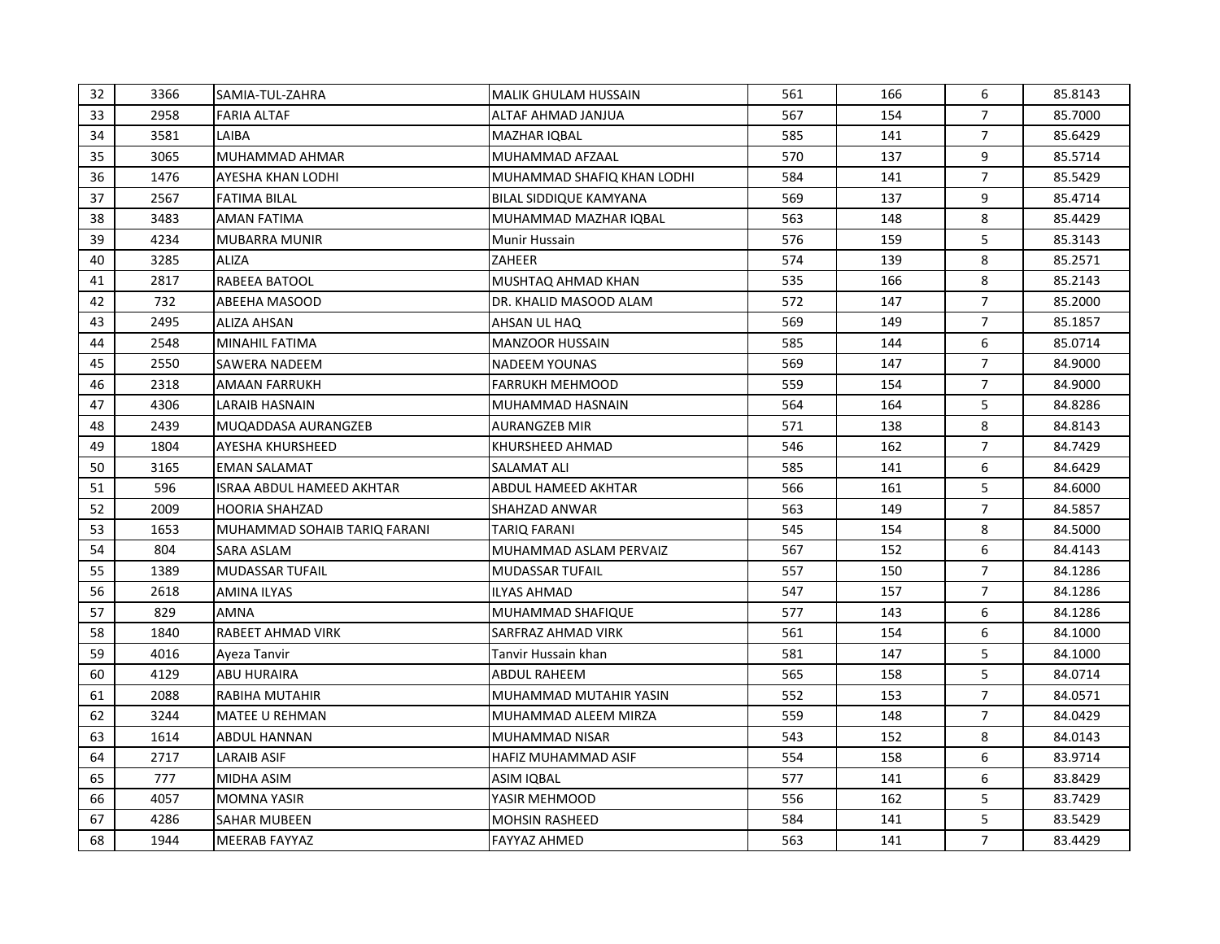| | | | | | | | |
|---|---|---|---|---|---|---|---|
| 32 | 3366 | SAMIA-TUL-ZAHRA | MALIK GHULAM HUSSAIN | 561 | 166 | 6 | 85.8143 |
| 33 | 2958 | FARIA ALTAF | ALTAF AHMAD JANJUA | 567 | 154 | 7 | 85.7000 |
| 34 | 3581 | LAIBA | MAZHAR IQBAL | 585 | 141 | 7 | 85.6429 |
| 35 | 3065 | MUHAMMAD AHMAR | MUHAMMAD AFZAAL | 570 | 137 | 9 | 85.5714 |
| 36 | 1476 | AYESHA KHAN LODHI | MUHAMMAD SHAFIQ KHAN LODHI | 584 | 141 | 7 | 85.5429 |
| 37 | 2567 | FATIMA BILAL | BILAL SIDDIQUE KAMYANA | 569 | 137 | 9 | 85.4714 |
| 38 | 3483 | AMAN FATIMA | MUHAMMAD MAZHAR IQBAL | 563 | 148 | 8 | 85.4429 |
| 39 | 4234 | MUBARRA MUNIR | Munir Hussain | 576 | 159 | 5 | 85.3143 |
| 40 | 3285 | ALIZA | ZAHEER | 574 | 139 | 8 | 85.2571 |
| 41 | 2817 | RABEEA BATOOL | MUSHTAQ AHMAD KHAN | 535 | 166 | 8 | 85.2143 |
| 42 | 732 | ABEEHA MASOOD | DR. KHALID MASOOD ALAM | 572 | 147 | 7 | 85.2000 |
| 43 | 2495 | ALIZA AHSAN | AHSAN UL HAQ | 569 | 149 | 7 | 85.1857 |
| 44 | 2548 | MINAHIL FATIMA | MANZOOR HUSSAIN | 585 | 144 | 6 | 85.0714 |
| 45 | 2550 | SAWERA NADEEM | NADEEM YOUNAS | 569 | 147 | 7 | 84.9000 |
| 46 | 2318 | AMAAN FARRUKH | FARRUKH MEHMOOD | 559 | 154 | 7 | 84.9000 |
| 47 | 4306 | LARAIB HASNAIN | MUHAMMAD HASNAIN | 564 | 164 | 5 | 84.8286 |
| 48 | 2439 | MUQADDASA AURANGZEB | AURANGZEB MIR | 571 | 138 | 8 | 84.8143 |
| 49 | 1804 | AYESHA KHURSHEED | KHURSHEED AHMAD | 546 | 162 | 7 | 84.7429 |
| 50 | 3165 | EMAN SALAMAT | SALAMAT ALI | 585 | 141 | 6 | 84.6429 |
| 51 | 596 | ISRAA ABDUL HAMEED AKHTAR | ABDUL HAMEED AKHTAR | 566 | 161 | 5 | 84.6000 |
| 52 | 2009 | HOORIA SHAHZAD | SHAHZAD ANWAR | 563 | 149 | 7 | 84.5857 |
| 53 | 1653 | MUHAMMAD SOHAIB TARIQ FARANI | TARIQ FARANI | 545 | 154 | 8 | 84.5000 |
| 54 | 804 | SARA ASLAM | MUHAMMAD ASLAM PERVAIZ | 567 | 152 | 6 | 84.4143 |
| 55 | 1389 | MUDASSAR TUFAIL | MUDASSAR TUFAIL | 557 | 150 | 7 | 84.1286 |
| 56 | 2618 | AMINA ILYAS | ILYAS AHMAD | 547 | 157 | 7 | 84.1286 |
| 57 | 829 | AMNA | MUHAMMAD SHAFIQUE | 577 | 143 | 6 | 84.1286 |
| 58 | 1840 | RABEET AHMAD VIRK | SARFRAZ AHMAD VIRK | 561 | 154 | 6 | 84.1000 |
| 59 | 4016 | Ayeza Tanvir | Tanvir Hussain khan | 581 | 147 | 5 | 84.1000 |
| 60 | 4129 | ABU HURAIRA | ABDUL RAHEEM | 565 | 158 | 5 | 84.0714 |
| 61 | 2088 | RABIHA MUTAHIR | MUHAMMAD MUTAHIR YASIN | 552 | 153 | 7 | 84.0571 |
| 62 | 3244 | MATEE U REHMAN | MUHAMMAD ALEEM MIRZA | 559 | 148 | 7 | 84.0429 |
| 63 | 1614 | ABDUL HANNAN | MUHAMMAD NISAR | 543 | 152 | 8 | 84.0143 |
| 64 | 2717 | LARAIB ASIF | HAFIZ MUHAMMAD ASIF | 554 | 158 | 6 | 83.9714 |
| 65 | 777 | MIDHA ASIM | ASIM IQBAL | 577 | 141 | 6 | 83.8429 |
| 66 | 4057 | MOMNA YASIR | YASIR MEHMOOD | 556 | 162 | 5 | 83.7429 |
| 67 | 4286 | SAHAR MUBEEN | MOHSIN RASHEED | 584 | 141 | 5 | 83.5429 |
| 68 | 1944 | MEERAB FAYYAZ | FAYYAZ AHMED | 563 | 141 | 7 | 83.4429 |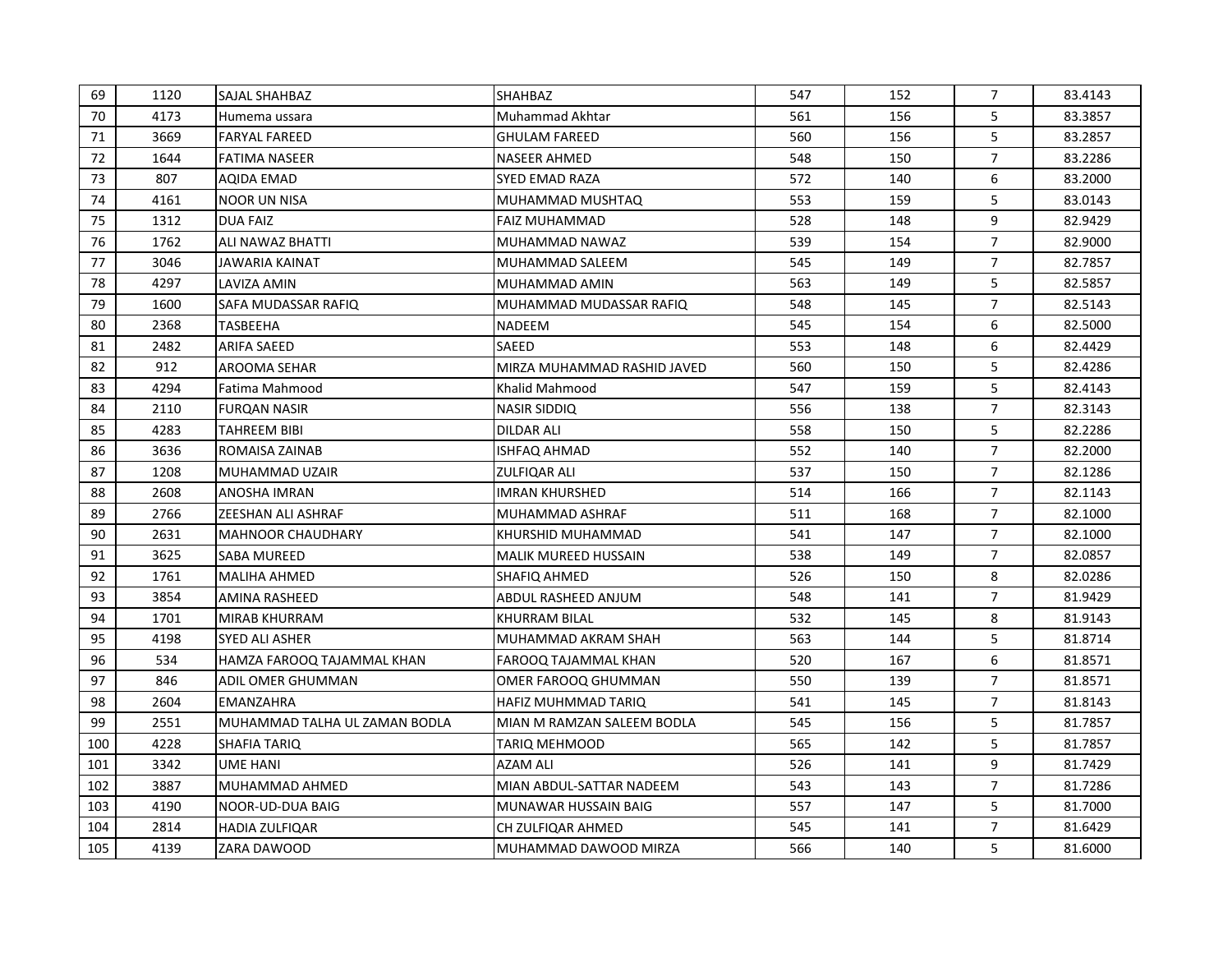| | | | | | | | |
|---|---|---|---|---|---|---|---|
| 69 | 1120 | SAJAL SHAHBAZ | SHAHBAZ | 547 | 152 | 7 | 83.4143 |
| 70 | 4173 | Humema ussara | Muhammad Akhtar | 561 | 156 | 5 | 83.3857 |
| 71 | 3669 | FARYAL FAREED | GHULAM FAREED | 560 | 156 | 5 | 83.2857 |
| 72 | 1644 | FATIMA NASEER | NASEER AHMED | 548 | 150 | 7 | 83.2286 |
| 73 | 807 | AQIDA EMAD | SYED EMAD RAZA | 572 | 140 | 6 | 83.2000 |
| 74 | 4161 | NOOR UN NISA | MUHAMMAD MUSHTAQ | 553 | 159 | 5 | 83.0143 |
| 75 | 1312 | DUA FAIZ | FAIZ MUHAMMAD | 528 | 148 | 9 | 82.9429 |
| 76 | 1762 | ALI NAWAZ BHATTI | MUHAMMAD NAWAZ | 539 | 154 | 7 | 82.9000 |
| 77 | 3046 | JAWARIA KAINAT | MUHAMMAD SALEEM | 545 | 149 | 7 | 82.7857 |
| 78 | 4297 | LAVIZA AMIN | MUHAMMAD AMIN | 563 | 149 | 5 | 82.5857 |
| 79 | 1600 | SAFA MUDASSAR RAFIQ | MUHAMMAD MUDASSAR RAFIQ | 548 | 145 | 7 | 82.5143 |
| 80 | 2368 | TASBEEHA | NADEEM | 545 | 154 | 6 | 82.5000 |
| 81 | 2482 | ARIFA SAEED | SAEED | 553 | 148 | 6 | 82.4429 |
| 82 | 912 | AROOMA SEHAR | MIRZA MUHAMMAD RASHID JAVED | 560 | 150 | 5 | 82.4286 |
| 83 | 4294 | Fatima Mahmood | Khalid Mahmood | 547 | 159 | 5 | 82.4143 |
| 84 | 2110 | FURQAN NASIR | NASIR SIDDIQ | 556 | 138 | 7 | 82.3143 |
| 85 | 4283 | TAHREEM BIBI | DILDAR ALI | 558 | 150 | 5 | 82.2286 |
| 86 | 3636 | ROMAISA ZAINAB | ISHFAQ AHMAD | 552 | 140 | 7 | 82.2000 |
| 87 | 1208 | MUHAMMAD UZAIR | ZULFIQAR ALI | 537 | 150 | 7 | 82.1286 |
| 88 | 2608 | ANOSHA IMRAN | IMRAN KHURSHED | 514 | 166 | 7 | 82.1143 |
| 89 | 2766 | ZEESHAN ALI ASHRAF | MUHAMMAD ASHRAF | 511 | 168 | 7 | 82.1000 |
| 90 | 2631 | MAHNOOR CHAUDHARY | KHURSHID MUHAMMAD | 541 | 147 | 7 | 82.1000 |
| 91 | 3625 | SABA MUREED | MALIK MUREED HUSSAIN | 538 | 149 | 7 | 82.0857 |
| 92 | 1761 | MALIHA AHMED | SHAFIQ AHMED | 526 | 150 | 8 | 82.0286 |
| 93 | 3854 | AMINA RASHEED | ABDUL RASHEED ANJUM | 548 | 141 | 7 | 81.9429 |
| 94 | 1701 | MIRAB KHURRAM | KHURRAM BILAL | 532 | 145 | 8 | 81.9143 |
| 95 | 4198 | SYED ALI ASHER | MUHAMMAD AKRAM SHAH | 563 | 144 | 5 | 81.8714 |
| 96 | 534 | HAMZA FAROOQ TAJAMMAL KHAN | FAROOQ TAJAMMAL KHAN | 520 | 167 | 6 | 81.8571 |
| 97 | 846 | ADIL OMER GHUMMAN | OMER FAROOQ GHUMMAN | 550 | 139 | 7 | 81.8571 |
| 98 | 2604 | EMANZAHRA | HAFIZ MUHMMAD TARIQ | 541 | 145 | 7 | 81.8143 |
| 99 | 2551 | MUHAMMAD TALHA UL ZAMAN BODLA | MIAN M RAMZAN SALEEM BODLA | 545 | 156 | 5 | 81.7857 |
| 100 | 4228 | SHAFIA TARIQ | TARIQ MEHMOOD | 565 | 142 | 5 | 81.7857 |
| 101 | 3342 | UME HANI | AZAM ALI | 526 | 141 | 9 | 81.7429 |
| 102 | 3887 | MUHAMMAD AHMED | MIAN ABDUL-SATTAR NADEEM | 543 | 143 | 7 | 81.7286 |
| 103 | 4190 | NOOR-UD-DUA BAIG | MUNAWAR HUSSAIN BAIG | 557 | 147 | 5 | 81.7000 |
| 104 | 2814 | HADIA ZULFIQAR | CH ZULFIQAR AHMED | 545 | 141 | 7 | 81.6429 |
| 105 | 4139 | ZARA DAWOOD | MUHAMMAD DAWOOD MIRZA | 566 | 140 | 5 | 81.6000 |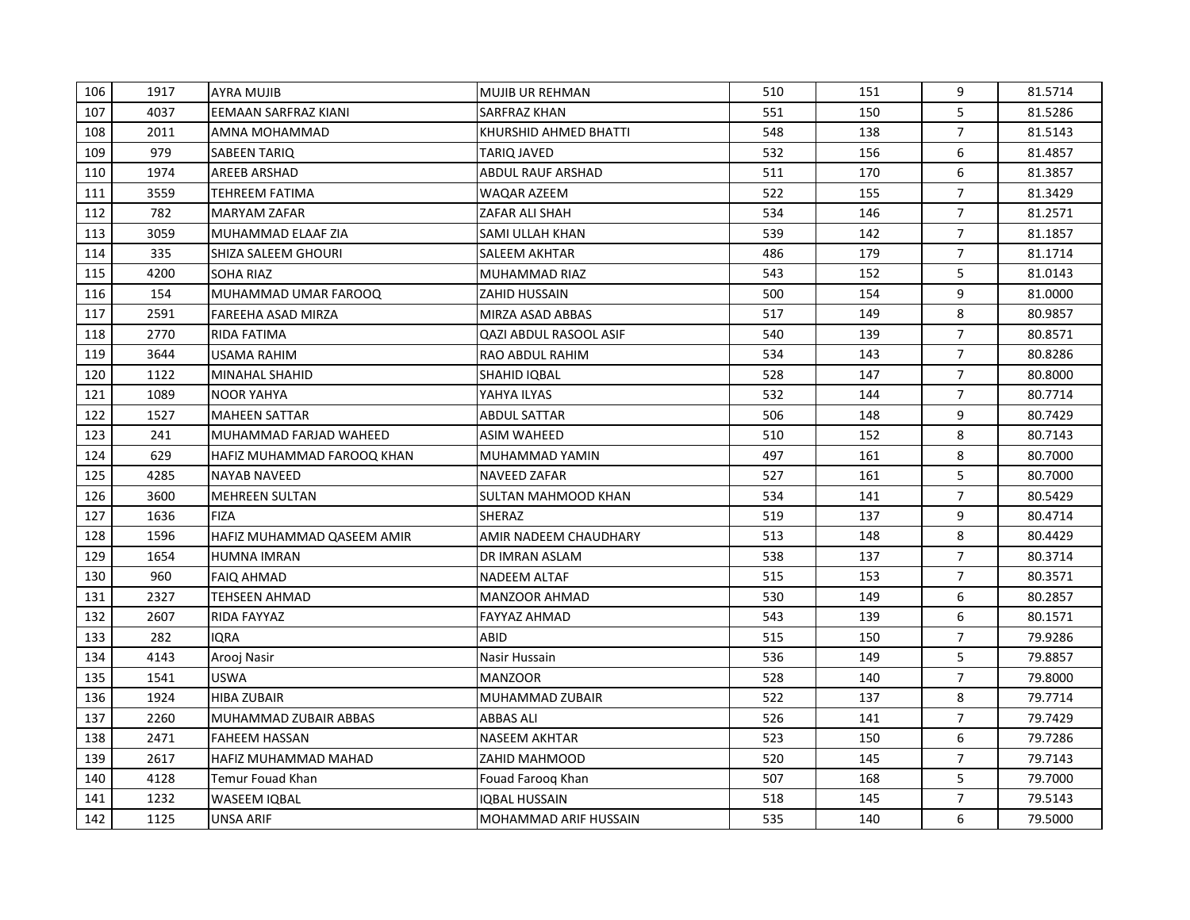| | | | | | | | |
|---|---|---|---|---|---|---|---|
| 106 | 1917 | AYRA MUJIB | MUJIB UR REHMAN | 510 | 151 | 9 | 81.5714 |
| 107 | 4037 | EEMAAN SARFRAZ KIANI | SARFRAZ KHAN | 551 | 150 | 5 | 81.5286 |
| 108 | 2011 | AMNA MOHAMMAD | KHURSHID AHMED BHATTI | 548 | 138 | 7 | 81.5143 |
| 109 | 979 | SABEEN TARIQ | TARIQ JAVED | 532 | 156 | 6 | 81.4857 |
| 110 | 1974 | AREEB ARSHAD | ABDUL RAUF ARSHAD | 511 | 170 | 6 | 81.3857 |
| 111 | 3559 | TEHREEM FATIMA | WAQAR AZEEM | 522 | 155 | 7 | 81.3429 |
| 112 | 782 | MARYAM ZAFAR | ZAFAR ALI SHAH | 534 | 146 | 7 | 81.2571 |
| 113 | 3059 | MUHAMMAD ELAAF ZIA | SAMI ULLAH KHAN | 539 | 142 | 7 | 81.1857 |
| 114 | 335 | SHIZA SALEEM GHOURI | SALEEM AKHTAR | 486 | 179 | 7 | 81.1714 |
| 115 | 4200 | SOHA RIAZ | MUHAMMAD RIAZ | 543 | 152 | 5 | 81.0143 |
| 116 | 154 | MUHAMMAD UMAR FAROOQ | ZAHID HUSSAIN | 500 | 154 | 9 | 81.0000 |
| 117 | 2591 | FAREEHA ASAD MIRZA | MIRZA ASAD ABBAS | 517 | 149 | 8 | 80.9857 |
| 118 | 2770 | RIDA FATIMA | QAZI ABDUL RASOOL ASIF | 540 | 139 | 7 | 80.8571 |
| 119 | 3644 | USAMA RAHIM | RAO ABDUL RAHIM | 534 | 143 | 7 | 80.8286 |
| 120 | 1122 | MINAHAL SHAHID | SHAHID IQBAL | 528 | 147 | 7 | 80.8000 |
| 121 | 1089 | NOOR YAHYA | YAHYA ILYAS | 532 | 144 | 7 | 80.7714 |
| 122 | 1527 | MAHEEN SATTAR | ABDUL SATTAR | 506 | 148 | 9 | 80.7429 |
| 123 | 241 | MUHAMMAD FARJAD WAHEED | ASIM WAHEED | 510 | 152 | 8 | 80.7143 |
| 124 | 629 | HAFIZ MUHAMMAD FAROOQ KHAN | MUHAMMAD YAMIN | 497 | 161 | 8 | 80.7000 |
| 125 | 4285 | NAYAB NAVEED | NAVEED ZAFAR | 527 | 161 | 5 | 80.7000 |
| 126 | 3600 | MEHREEN SULTAN | SULTAN MAHMOOD KHAN | 534 | 141 | 7 | 80.5429 |
| 127 | 1636 | FIZA | SHERAZ | 519 | 137 | 9 | 80.4714 |
| 128 | 1596 | HAFIZ MUHAMMAD QASEEM AMIR | AMIR NADEEM CHAUDHARY | 513 | 148 | 8 | 80.4429 |
| 129 | 1654 | HUMNA IMRAN | DR IMRAN ASLAM | 538 | 137 | 7 | 80.3714 |
| 130 | 960 | FAIQ AHMAD | NADEEM ALTAF | 515 | 153 | 7 | 80.3571 |
| 131 | 2327 | TEHSEEN AHMAD | MANZOOR AHMAD | 530 | 149 | 6 | 80.2857 |
| 132 | 2607 | RIDA FAYYAZ | FAYYAZ AHMAD | 543 | 139 | 6 | 80.1571 |
| 133 | 282 | IQRA | ABID | 515 | 150 | 7 | 79.9286 |
| 134 | 4143 | Arooj Nasir | Nasir Hussain | 536 | 149 | 5 | 79.8857 |
| 135 | 1541 | USWA | MANZOOR | 528 | 140 | 7 | 79.8000 |
| 136 | 1924 | HIBA ZUBAIR | MUHAMMAD ZUBAIR | 522 | 137 | 8 | 79.7714 |
| 137 | 2260 | MUHAMMAD ZUBAIR ABBAS | ABBAS ALI | 526 | 141 | 7 | 79.7429 |
| 138 | 2471 | FAHEEM HASSAN | NASEEM AKHTAR | 523 | 150 | 6 | 79.7286 |
| 139 | 2617 | HAFIZ MUHAMMAD MAHAD | ZAHID MAHMOOD | 520 | 145 | 7 | 79.7143 |
| 140 | 4128 | Temur Fouad Khan | Fouad Farooq Khan | 507 | 168 | 5 | 79.7000 |
| 141 | 1232 | WASEEM IQBAL | IQBAL HUSSAIN | 518 | 145 | 7 | 79.5143 |
| 142 | 1125 | UNSA ARIF | MOHAMMAD ARIF HUSSAIN | 535 | 140 | 6 | 79.5000 |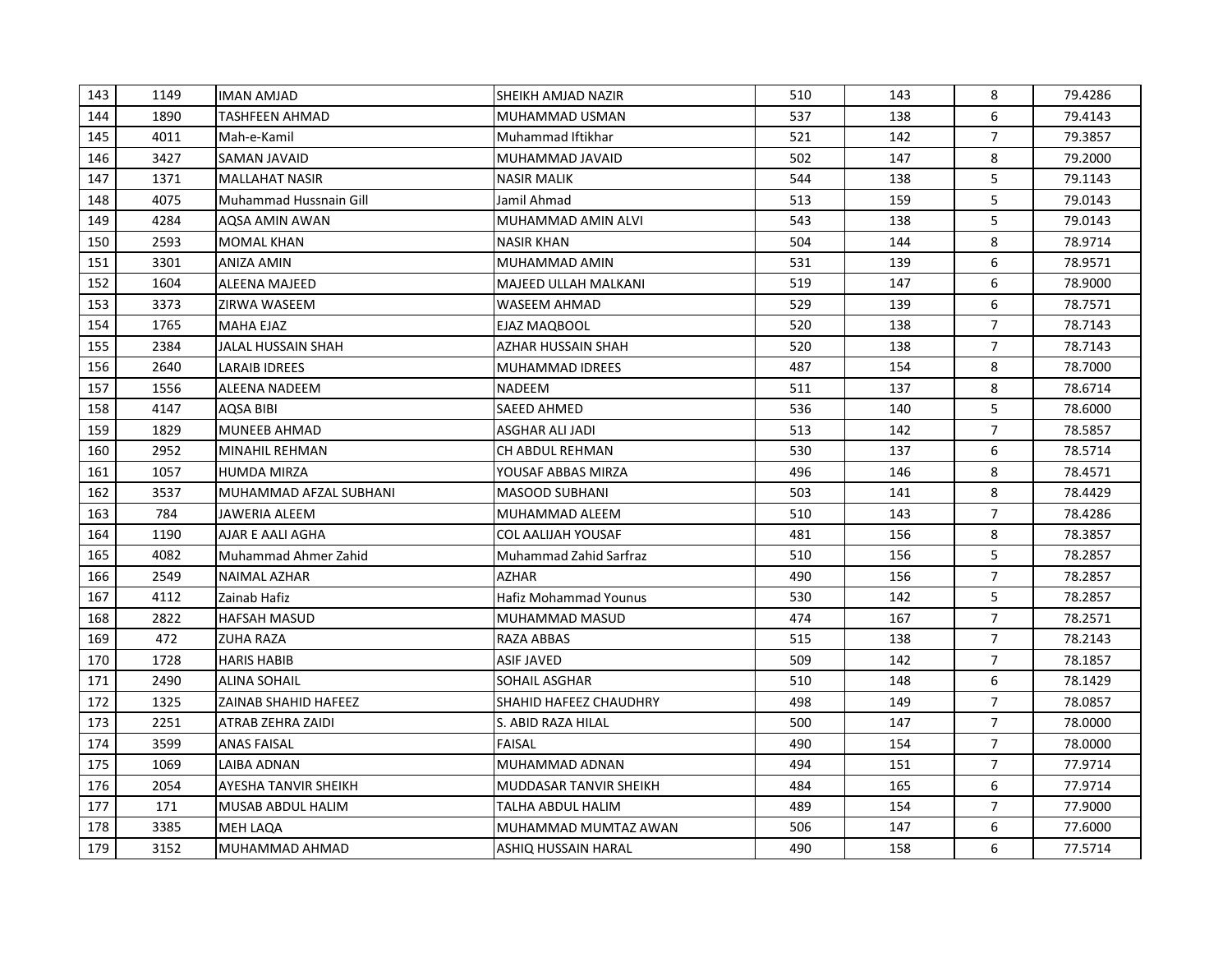| | | | | | | | |
|---|---|---|---|---|---|---|---|
| 143 | 1149 | IMAN AMJAD | SHEIKH AMJAD NAZIR | 510 | 143 | 8 | 79.4286 |
| 144 | 1890 | TASHFEEN AHMAD | MUHAMMAD USMAN | 537 | 138 | 6 | 79.4143 |
| 145 | 4011 | Mah-e-Kamil | Muhammad Iftikhar | 521 | 142 | 7 | 79.3857 |
| 146 | 3427 | SAMAN JAVAID | MUHAMMAD JAVAID | 502 | 147 | 8 | 79.2000 |
| 147 | 1371 | MALLAHAT NASIR | NASIR MALIK | 544 | 138 | 5 | 79.1143 |
| 148 | 4075 | Muhammad Hussnain Gill | Jamil Ahmad | 513 | 159 | 5 | 79.0143 |
| 149 | 4284 | AQSA AMIN AWAN | MUHAMMAD AMIN ALVI | 543 | 138 | 5 | 79.0143 |
| 150 | 2593 | MOMAL KHAN | NASIR KHAN | 504 | 144 | 8 | 78.9714 |
| 151 | 3301 | ANIZA AMIN | MUHAMMAD AMIN | 531 | 139 | 6 | 78.9571 |
| 152 | 1604 | ALEENA MAJEED | MAJEED ULLAH MALKANI | 519 | 147 | 6 | 78.9000 |
| 153 | 3373 | ZIRWA WASEEM | WASEEM AHMAD | 529 | 139 | 6 | 78.7571 |
| 154 | 1765 | MAHA EJAZ | EJAZ MAQBOOL | 520 | 138 | 7 | 78.7143 |
| 155 | 2384 | JALAL HUSSAIN SHAH | AZHAR HUSSAIN SHAH | 520 | 138 | 7 | 78.7143 |
| 156 | 2640 | LARAIB IDREES | MUHAMMAD IDREES | 487 | 154 | 8 | 78.7000 |
| 157 | 1556 | ALEENA NADEEM | NADEEM | 511 | 137 | 8 | 78.6714 |
| 158 | 4147 | AQSA BIBI | SAEED AHMED | 536 | 140 | 5 | 78.6000 |
| 159 | 1829 | MUNEEB AHMAD | ASGHAR ALI JADI | 513 | 142 | 7 | 78.5857 |
| 160 | 2952 | MINAHIL REHMAN | CH ABDUL REHMAN | 530 | 137 | 6 | 78.5714 |
| 161 | 1057 | HUMDA MIRZA | YOUSAF ABBAS MIRZA | 496 | 146 | 8 | 78.4571 |
| 162 | 3537 | MUHAMMAD AFZAL SUBHANI | MASOOD SUBHANI | 503 | 141 | 8 | 78.4429 |
| 163 | 784 | JAWERIA ALEEM | MUHAMMAD ALEEM | 510 | 143 | 7 | 78.4286 |
| 164 | 1190 | AJAR E AALI AGHA | COL AALIJAH YOUSAF | 481 | 156 | 8 | 78.3857 |
| 165 | 4082 | Muhammad Ahmer Zahid | Muhammad Zahid Sarfraz | 510 | 156 | 5 | 78.2857 |
| 166 | 2549 | NAIMAL AZHAR | AZHAR | 490 | 156 | 7 | 78.2857 |
| 167 | 4112 | Zainab Hafiz | Hafiz Mohammad Younus | 530 | 142 | 5 | 78.2857 |
| 168 | 2822 | HAFSAH MASUD | MUHAMMAD MASUD | 474 | 167 | 7 | 78.2571 |
| 169 | 472 | ZUHA RAZA | RAZA ABBAS | 515 | 138 | 7 | 78.2143 |
| 170 | 1728 | HARIS HABIB | ASIF JAVED | 509 | 142 | 7 | 78.1857 |
| 171 | 2490 | ALINA SOHAIL | SOHAIL ASGHAR | 510 | 148 | 6 | 78.1429 |
| 172 | 1325 | ZAINAB SHAHID HAFEEZ | SHAHID HAFEEZ CHAUDHRY | 498 | 149 | 7 | 78.0857 |
| 173 | 2251 | ATRAB ZEHRA ZAIDI | S. ABID RAZA HILAL | 500 | 147 | 7 | 78.0000 |
| 174 | 3599 | ANAS FAISAL | FAISAL | 490 | 154 | 7 | 78.0000 |
| 175 | 1069 | LAIBA ADNAN | MUHAMMAD ADNAN | 494 | 151 | 7 | 77.9714 |
| 176 | 2054 | AYESHA TANVIR SHEIKH | MUDDASAR TANVIR SHEIKH | 484 | 165 | 6 | 77.9714 |
| 177 | 171 | MUSAB ABDUL HALIM | TALHA ABDUL HALIM | 489 | 154 | 7 | 77.9000 |
| 178 | 3385 | MEH LAQA | MUHAMMAD MUMTAZ AWAN | 506 | 147 | 6 | 77.6000 |
| 179 | 3152 | MUHAMMAD AHMAD | ASHIQ HUSSAIN HARAL | 490 | 158 | 6 | 77.5714 |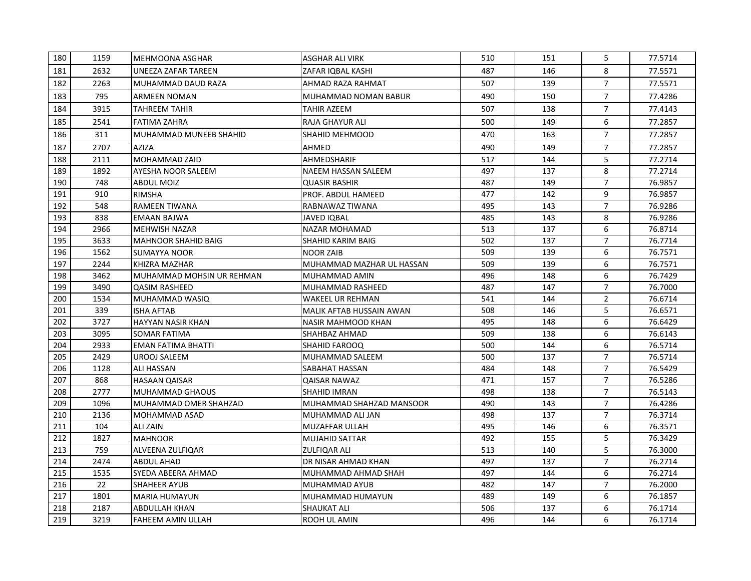| | | | | | | | |
|---|---|---|---|---|---|---|---|
| 180 | 1159 | MEHMOONA ASGHAR | ASGHAR ALI VIRK | 510 | 151 | 5 | 77.5714 |
| 181 | 2632 | UNEEZA ZAFAR TAREEN | ZAFAR IQBAL KASHI | 487 | 146 | 8 | 77.5571 |
| 182 | 2263 | MUHAMMAD DAUD RAZA | AHMAD RAZA RAHMAT | 507 | 139 | 7 | 77.5571 |
| 183 | 795 | ARMEEN NOMAN | MUHAMMAD NOMAN BABUR | 490 | 150 | 7 | 77.4286 |
| 184 | 3915 | TAHREEM TAHIR | TAHIR AZEEM | 507 | 138 | 7 | 77.4143 |
| 185 | 2541 | FATIMA ZAHRA | RAJA GHAYUR ALI | 500 | 149 | 6 | 77.2857 |
| 186 | 311 | MUHAMMAD MUNEEB SHAHID | SHAHID MEHMOOD | 470 | 163 | 7 | 77.2857 |
| 187 | 2707 | AZIZA | AHMED | 490 | 149 | 7 | 77.2857 |
| 188 | 2111 | MOHAMMAD ZAID | AHMEDSHARIF | 517 | 144 | 5 | 77.2714 |
| 189 | 1892 | AYESHA NOOR SALEEM | NAEEM HASSAN SALEEM | 497 | 137 | 8 | 77.2714 |
| 190 | 748 | ABDUL MOIZ | QUASIR BASHIR | 487 | 149 | 7 | 76.9857 |
| 191 | 910 | RIMSHA | PROF. ABDUL HAMEED | 477 | 142 | 9 | 76.9857 |
| 192 | 548 | RAMEEN TIWANA | RABNAWAZ TIWANA | 495 | 143 | 7 | 76.9286 |
| 193 | 838 | EMAAN BAJWA | JAVED IQBAL | 485 | 143 | 8 | 76.9286 |
| 194 | 2966 | MEHWISH NAZAR | NAZAR MOHAMAD | 513 | 137 | 6 | 76.8714 |
| 195 | 3633 | MAHNOOR SHAHID BAIG | SHAHID KARIM BAIG | 502 | 137 | 7 | 76.7714 |
| 196 | 1562 | SUMAYYA NOOR | NOOR ZAIB | 509 | 139 | 6 | 76.7571 |
| 197 | 2244 | KHIZRA MAZHAR | MUHAMMAD MAZHAR UL HASSAN | 509 | 139 | 6 | 76.7571 |
| 198 | 3462 | MUHAMMAD MOHSIN UR REHMAN | MUHAMMAD AMIN | 496 | 148 | 6 | 76.7429 |
| 199 | 3490 | QASIM RASHEED | MUHAMMAD RASHEED | 487 | 147 | 7 | 76.7000 |
| 200 | 1534 | MUHAMMAD WASIQ | WAKEEL UR REHMAN | 541 | 144 | 2 | 76.6714 |
| 201 | 339 | ISHA AFTAB | MALIK AFTAB HUSSAIN AWAN | 508 | 146 | 5 | 76.6571 |
| 202 | 3727 | HAYYAN NASIR KHAN | NASIR MAHMOOD KHAN | 495 | 148 | 6 | 76.6429 |
| 203 | 3095 | SOMAR FATIMA | SHAHBAZ AHMAD | 509 | 138 | 6 | 76.6143 |
| 204 | 2933 | EMAN FATIMA BHATTI | SHAHID FAROOQ | 500 | 144 | 6 | 76.5714 |
| 205 | 2429 | UROOJ SALEEM | MUHAMMAD SALEEM | 500 | 137 | 7 | 76.5714 |
| 206 | 1128 | ALI HASSAN | SABAHAT HASSAN | 484 | 148 | 7 | 76.5429 |
| 207 | 868 | HASAAN QAISAR | QAISAR NAWAZ | 471 | 157 | 7 | 76.5286 |
| 208 | 2777 | MUHAMMAD GHAOUS | SHAHID IMRAN | 498 | 138 | 7 | 76.5143 |
| 209 | 1096 | MUHAMMAD OMER SHAHZAD | MUHAMMAD SHAHZAD MANSOOR | 490 | 143 | 7 | 76.4286 |
| 210 | 2136 | MOHAMMAD ASAD | MUHAMMAD ALI JAN | 498 | 137 | 7 | 76.3714 |
| 211 | 104 | ALI ZAIN | MUZAFFAR ULLAH | 495 | 146 | 6 | 76.3571 |
| 212 | 1827 | MAHNOOR | MUJAHID SATTAR | 492 | 155 | 5 | 76.3429 |
| 213 | 759 | ALVEENA ZULFIQAR | ZULFIQAR ALI | 513 | 140 | 5 | 76.3000 |
| 214 | 2474 | ABDUL AHAD | DR NISAR AHMAD KHAN | 497 | 137 | 7 | 76.2714 |
| 215 | 1535 | SYEDA ABEERA AHMAD | MUHAMMAD AHMAD SHAH | 497 | 144 | 6 | 76.2714 |
| 216 | 22 | SHAHEER AYUB | MUHAMMAD AYUB | 482 | 147 | 7 | 76.2000 |
| 217 | 1801 | MARIA HUMAYUN | MUHAMMAD HUMAYUN | 489 | 149 | 6 | 76.1857 |
| 218 | 2187 | ABDULLAH KHAN | SHAUKAT ALI | 506 | 137 | 6 | 76.1714 |
| 219 | 3219 | FAHEEM AMIN ULLAH | ROOH UL AMIN | 496 | 144 | 6 | 76.1714 |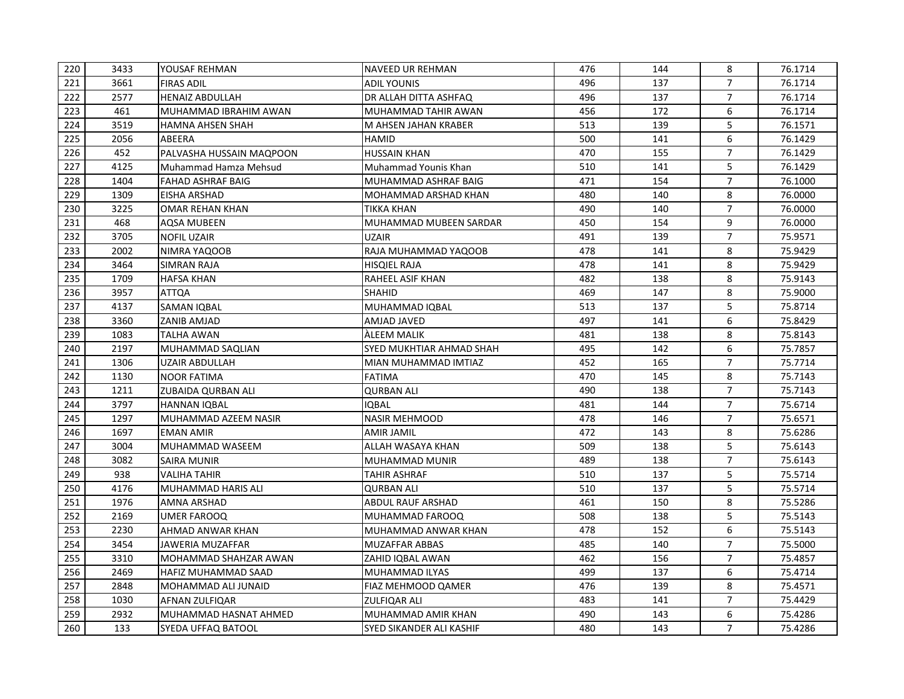| 220 | 3433 | YOUSAF REHMAN | NAVEED UR REHMAN | 476 | 144 | 8 | 76.1714 |
|---|---|---|---|---|---|---|---|
| 221 | 3661 | FIRAS ADIL | ADIL YOUNIS | 496 | 137 | 7 | 76.1714 |
| 222 | 2577 | HENAIZ ABDULLAH | DR ALLAH DITTA ASHFAQ | 496 | 137 | 7 | 76.1714 |
| 223 | 461 | MUHAMMAD IBRAHIM AWAN | MUHAMMAD TAHIR AWAN | 456 | 172 | 6 | 76.1714 |
| 224 | 3519 | HAMNA AHSEN SHAH | M AHSEN JAHAN KRABER | 513 | 139 | 5 | 76.1571 |
| 225 | 2056 | ABEERA | HAMID | 500 | 141 | 6 | 76.1429 |
| 226 | 452 | PALVASHA HUSSAIN MAQPOON | HUSSAIN KHAN | 470 | 155 | 7 | 76.1429 |
| 227 | 4125 | Muhammad Hamza Mehsud | Muhammad Younis Khan | 510 | 141 | 5 | 76.1429 |
| 228 | 1404 | FAHAD ASHRAF BAIG | MUHAMMAD ASHRAF BAIG | 471 | 154 | 7 | 76.1000 |
| 229 | 1309 | EISHA ARSHAD | MOHAMMAD ARSHAD KHAN | 480 | 140 | 8 | 76.0000 |
| 230 | 3225 | OMAR REHAN KHAN | TIKKA KHAN | 490 | 140 | 7 | 76.0000 |
| 231 | 468 | AQSA MUBEEN | MUHAMMAD MUBEEN SARDAR | 450 | 154 | 9 | 76.0000 |
| 232 | 3705 | NOFIL UZAIR | UZAIR | 491 | 139 | 7 | 75.9571 |
| 233 | 2002 | NIMRA YAQOOB | RAJA MUHAMMAD YAQOOB | 478 | 141 | 8 | 75.9429 |
| 234 | 3464 | SIMRAN RAJA | HISQIEL RAJA | 478 | 141 | 8 | 75.9429 |
| 235 | 1709 | HAFSA KHAN | RAHEEL ASIF KHAN | 482 | 138 | 8 | 75.9143 |
| 236 | 3957 | ATTQA | SHAHID | 469 | 147 | 8 | 75.9000 |
| 237 | 4137 | SAMAN IQBAL | MUHAMMAD IQBAL | 513 | 137 | 5 | 75.8714 |
| 238 | 3360 | ZANIB AMJAD | AMJAD JAVED | 497 | 141 | 6 | 75.8429 |
| 239 | 1083 | TALHA AWAN | ÀLEEM MALIK | 481 | 138 | 8 | 75.8143 |
| 240 | 2197 | MUHAMMAD SAQLIAN | SYED MUKHTIAR AHMAD SHAH | 495 | 142 | 6 | 75.7857 |
| 241 | 1306 | UZAIR ABDULLAH | MIAN MUHAMMAD IMTIAZ | 452 | 165 | 7 | 75.7714 |
| 242 | 1130 | NOOR FATIMA | FATIMA | 470 | 145 | 8 | 75.7143 |
| 243 | 1211 | ZUBAIDA QURBAN ALI | QURBAN ALI | 490 | 138 | 7 | 75.7143 |
| 244 | 3797 | HANNAN IQBAL | IQBAL | 481 | 144 | 7 | 75.6714 |
| 245 | 1297 | MUHAMMAD AZEEM NASIR | NASIR MEHMOOD | 478 | 146 | 7 | 75.6571 |
| 246 | 1697 | EMAN AMIR | AMIR JAMIL | 472 | 143 | 8 | 75.6286 |
| 247 | 3004 | MUHAMMAD WASEEM | ALLAH WASAYA KHAN | 509 | 138 | 5 | 75.6143 |
| 248 | 3082 | SAIRA MUNIR | MUHAMMAD MUNIR | 489 | 138 | 7 | 75.6143 |
| 249 | 938 | VALIHA TAHIR | TAHIR ASHRAF | 510 | 137 | 5 | 75.5714 |
| 250 | 4176 | MUHAMMAD HARIS ALI | QURBAN ALI | 510 | 137 | 5 | 75.5714 |
| 251 | 1976 | AMNA ARSHAD | ABDUL RAUF ARSHAD | 461 | 150 | 8 | 75.5286 |
| 252 | 2169 | UMER FAROOQ | MUHAMMAD FAROOQ | 508 | 138 | 5 | 75.5143 |
| 253 | 2230 | AHMAD ANWAR KHAN | MUHAMMAD ANWAR KHAN | 478 | 152 | 6 | 75.5143 |
| 254 | 3454 | JAWERIA MUZAFFAR | MUZAFFAR ABBAS | 485 | 140 | 7 | 75.5000 |
| 255 | 3310 | MOHAMMAD SHAHZAR AWAN | ZAHID IQBAL AWAN | 462 | 156 | 7 | 75.4857 |
| 256 | 2469 | HAFIZ MUHAMMAD SAAD | MUHAMMAD ILYAS | 499 | 137 | 6 | 75.4714 |
| 257 | 2848 | MOHAMMAD ALI JUNAID | FIAZ MEHMOOD QAMER | 476 | 139 | 8 | 75.4571 |
| 258 | 1030 | AFNAN ZULFIQAR | ZULFIQAR ALI | 483 | 141 | 7 | 75.4429 |
| 259 | 2932 | MUHAMMAD HASNAT AHMED | MUHAMMAD AMIR KHAN | 490 | 143 | 6 | 75.4286 |
| 260 | 133 | SYEDA UFFAQ BATOOL | SYED SIKANDER ALI KASHIF | 480 | 143 | 7 | 75.4286 |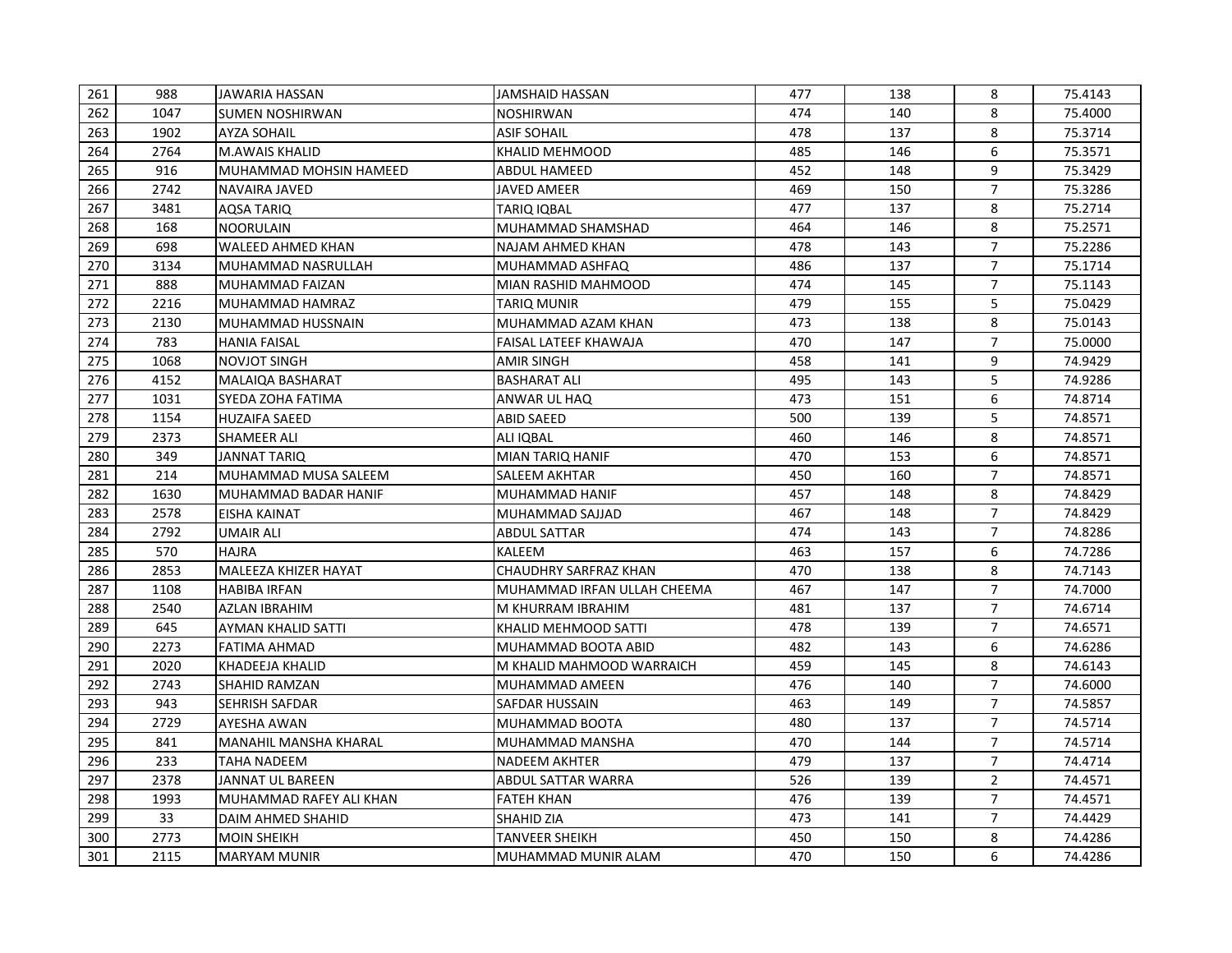| | | | | | | | |
|---|---|---|---|---|---|---|---|
| 261 | 988 | JAWARIA HASSAN | JAMSHAID HASSAN | 477 | 138 | 8 | 75.4143 |
| 262 | 1047 | SUMEN NOSHIRWAN | NOSHIRWAN | 474 | 140 | 8 | 75.4000 |
| 263 | 1902 | AYZA SOHAIL | ASIF SOHAIL | 478 | 137 | 8 | 75.3714 |
| 264 | 2764 | M.AWAIS KHALID | KHALID MEHMOOD | 485 | 146 | 6 | 75.3571 |
| 265 | 916 | MUHAMMAD MOHSIN HAMEED | ABDUL HAMEED | 452 | 148 | 9 | 75.3429 |
| 266 | 2742 | NAVAIRA JAVED | JAVED AMEER | 469 | 150 | 7 | 75.3286 |
| 267 | 3481 | AQSA TARIQ | TARIQ IQBAL | 477 | 137 | 8 | 75.2714 |
| 268 | 168 | NOORULAIN | MUHAMMAD SHAMSHAD | 464 | 146 | 8 | 75.2571 |
| 269 | 698 | WALEED AHMED KHAN | NAJAM AHMED KHAN | 478 | 143 | 7 | 75.2286 |
| 270 | 3134 | MUHAMMAD NASRULLAH | MUHAMMAD ASHFAQ | 486 | 137 | 7 | 75.1714 |
| 271 | 888 | MUHAMMAD FAIZAN | MIAN RASHID MAHMOOD | 474 | 145 | 7 | 75.1143 |
| 272 | 2216 | MUHAMMAD HAMRAZ | TARIQ MUNIR | 479 | 155 | 5 | 75.0429 |
| 273 | 2130 | MUHAMMAD HUSSNAIN | MUHAMMAD AZAM KHAN | 473 | 138 | 8 | 75.0143 |
| 274 | 783 | HANIA FAISAL | FAISAL LATEEF KHAWAJA | 470 | 147 | 7 | 75.0000 |
| 275 | 1068 | NOVJOT SINGH | AMIR SINGH | 458 | 141 | 9 | 74.9429 |
| 276 | 4152 | MALAIQA BASHARAT | BASHARAT ALI | 495 | 143 | 5 | 74.9286 |
| 277 | 1031 | SYEDA ZOHA FATIMA | ANWAR UL HAQ | 473 | 151 | 6 | 74.8714 |
| 278 | 1154 | HUZAIFA SAEED | ABID SAEED | 500 | 139 | 5 | 74.8571 |
| 279 | 2373 | SHAMEER ALI | ALI IQBAL | 460 | 146 | 8 | 74.8571 |
| 280 | 349 | JANNAT TARIQ | MIAN TARIQ HANIF | 470 | 153 | 6 | 74.8571 |
| 281 | 214 | MUHAMMAD MUSA SALEEM | SALEEM AKHTAR | 450 | 160 | 7 | 74.8571 |
| 282 | 1630 | MUHAMMAD BADAR HANIF | MUHAMMAD HANIF | 457 | 148 | 8 | 74.8429 |
| 283 | 2578 | EISHA KAINAT | MUHAMMAD SAJJAD | 467 | 148 | 7 | 74.8429 |
| 284 | 2792 | UMAIR ALI | ABDUL SATTAR | 474 | 143 | 7 | 74.8286 |
| 285 | 570 | HAJRA | KALEEM | 463 | 157 | 6 | 74.7286 |
| 286 | 2853 | MALEEZA KHIZER HAYAT | CHAUDHRY SARFRAZ KHAN | 470 | 138 | 8 | 74.7143 |
| 287 | 1108 | HABIBA IRFAN | MUHAMMAD IRFAN ULLAH CHEEMA | 467 | 147 | 7 | 74.7000 |
| 288 | 2540 | AZLAN IBRAHIM | M KHURRAM IBRAHIM | 481 | 137 | 7 | 74.6714 |
| 289 | 645 | AYMAN KHALID SATTI | KHALID MEHMOOD SATTI | 478 | 139 | 7 | 74.6571 |
| 290 | 2273 | FATIMA AHMAD | MUHAMMAD BOOTA ABID | 482 | 143 | 6 | 74.6286 |
| 291 | 2020 | KHADEEJA KHALID | M KHALID MAHMOOD WARRAICH | 459 | 145 | 8 | 74.6143 |
| 292 | 2743 | SHAHID RAMZAN | MUHAMMAD AMEEN | 476 | 140 | 7 | 74.6000 |
| 293 | 943 | SEHRISH SAFDAR | SAFDAR HUSSAIN | 463 | 149 | 7 | 74.5857 |
| 294 | 2729 | AYESHA AWAN | MUHAMMAD BOOTA | 480 | 137 | 7 | 74.5714 |
| 295 | 841 | MANAHIL MANSHA KHARAL | MUHAMMAD MANSHA | 470 | 144 | 7 | 74.5714 |
| 296 | 233 | TAHA NADEEM | NADEEM AKHTER | 479 | 137 | 7 | 74.4714 |
| 297 | 2378 | JANNAT UL BAREEN | ABDUL SATTAR WARRA | 526 | 139 | 2 | 74.4571 |
| 298 | 1993 | MUHAMMAD RAFEY ALI KHAN | FATEH KHAN | 476 | 139 | 7 | 74.4571 |
| 299 | 33 | DAIM AHMED SHAHID | SHAHID ZIA | 473 | 141 | 7 | 74.4429 |
| 300 | 2773 | MOIN SHEIKH | TANVEER SHEIKH | 450 | 150 | 8 | 74.4286 |
| 301 | 2115 | MARYAM MUNIR | MUHAMMAD MUNIR ALAM | 470 | 150 | 6 | 74.4286 |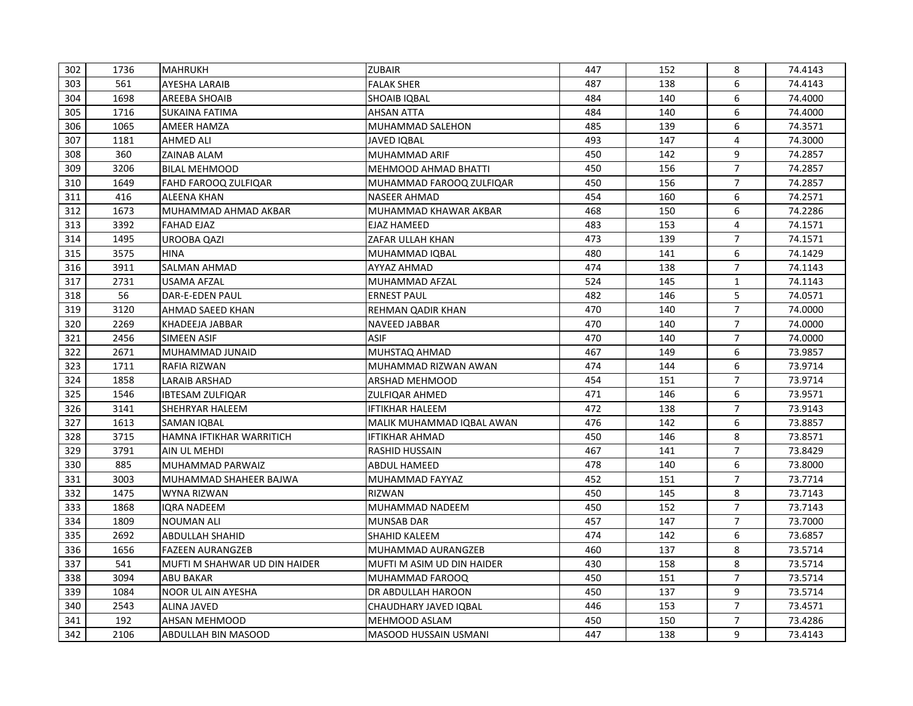| | | | | | | | |
|---|---|---|---|---|---|---|---|
| 302 | 1736 | MAHRUKH | ZUBAIR | 447 | 152 | 8 | 74.4143 |
| 303 | 561 | AYESHA LARAIB | FALAK SHER | 487 | 138 | 6 | 74.4143 |
| 304 | 1698 | AREEBA SHOAIB | SHOAIB IQBAL | 484 | 140 | 6 | 74.4000 |
| 305 | 1716 | SUKAINA FATIMA | AHSAN ATTA | 484 | 140 | 6 | 74.4000 |
| 306 | 1065 | AMEER HAMZA | MUHAMMAD SALEHON | 485 | 139 | 6 | 74.3571 |
| 307 | 1181 | AHMED ALI | JAVED IQBAL | 493 | 147 | 4 | 74.3000 |
| 308 | 360 | ZAINAB ALAM | MUHAMMAD ARIF | 450 | 142 | 9 | 74.2857 |
| 309 | 3206 | BILAL MEHMOOD | MEHMOOD AHMAD BHATTI | 450 | 156 | 7 | 74.2857 |
| 310 | 1649 | FAHD FAROOQ ZULFIQAR | MUHAMMAD FAROOQ ZULFIQAR | 450 | 156 | 7 | 74.2857 |
| 311 | 416 | ALEENA KHAN | NASEER AHMAD | 454 | 160 | 6 | 74.2571 |
| 312 | 1673 | MUHAMMAD AHMAD AKBAR | MUHAMMAD KHAWAR AKBAR | 468 | 150 | 6 | 74.2286 |
| 313 | 3392 | FAHAD EJAZ | EJAZ HAMEED | 483 | 153 | 4 | 74.1571 |
| 314 | 1495 | UROOBA QAZI | ZAFAR ULLAH KHAN | 473 | 139 | 7 | 74.1571 |
| 315 | 3575 | HINA | MUHAMMAD IQBAL | 480 | 141 | 6 | 74.1429 |
| 316 | 3911 | SALMAN AHMAD | AYYAZ AHMAD | 474 | 138 | 7 | 74.1143 |
| 317 | 2731 | USAMA AFZAL | MUHAMMAD AFZAL | 524 | 145 | 1 | 74.1143 |
| 318 | 56 | DAR-E-EDEN PAUL | ERNEST PAUL | 482 | 146 | 5 | 74.0571 |
| 319 | 3120 | AHMAD SAEED KHAN | REHMAN QADIR KHAN | 470 | 140 | 7 | 74.0000 |
| 320 | 2269 | KHADEEJA JABBAR | NAVEED JABBAR | 470 | 140 | 7 | 74.0000 |
| 321 | 2456 | SIMEEN ASIF | ASIF | 470 | 140 | 7 | 74.0000 |
| 322 | 2671 | MUHAMMAD JUNAID | MUHSTAQ AHMAD | 467 | 149 | 6 | 73.9857 |
| 323 | 1711 | RAFIA RIZWAN | MUHAMMAD RIZWAN AWAN | 474 | 144 | 6 | 73.9714 |
| 324 | 1858 | LARAIB ARSHAD | ARSHAD MEHMOOD | 454 | 151 | 7 | 73.9714 |
| 325 | 1546 | IBTESAM ZULFIQAR | ZULFIQAR AHMED | 471 | 146 | 6 | 73.9571 |
| 326 | 3141 | SHEHRYAR HALEEM | IFTIKHAR HALEEM | 472 | 138 | 7 | 73.9143 |
| 327 | 1613 | SAMAN IQBAL | MALIK MUHAMMAD IQBAL AWAN | 476 | 142 | 6 | 73.8857 |
| 328 | 3715 | HAMNA IFTIKHAR WARRITICH | IFTIKHAR AHMAD | 450 | 146 | 8 | 73.8571 |
| 329 | 3791 | AIN UL MEHDI | RASHID HUSSAIN | 467 | 141 | 7 | 73.8429 |
| 330 | 885 | MUHAMMAD PARWAIZ | ABDUL HAMEED | 478 | 140 | 6 | 73.8000 |
| 331 | 3003 | MUHAMMAD SHAHEER BAJWA | MUHAMMAD FAYYAZ | 452 | 151 | 7 | 73.7714 |
| 332 | 1475 | WYNA RIZWAN | RIZWAN | 450 | 145 | 8 | 73.7143 |
| 333 | 1868 | IQRA NADEEM | MUHAMMAD NADEEM | 450 | 152 | 7 | 73.7143 |
| 334 | 1809 | NOUMAN ALI | MUNSAB DAR | 457 | 147 | 7 | 73.7000 |
| 335 | 2692 | ABDULLAH SHAHID | SHAHID KALEEM | 474 | 142 | 6 | 73.6857 |
| 336 | 1656 | FAZEEN AURANGZEB | MUHAMMAD AURANGZEB | 460 | 137 | 8 | 73.5714 |
| 337 | 541 | MUFTI M SHAHWAR UD DIN HAIDER | MUFTI M ASIM UD DIN HAIDER | 430 | 158 | 8 | 73.5714 |
| 338 | 3094 | ABU BAKAR | MUHAMMAD FAROOQ | 450 | 151 | 7 | 73.5714 |
| 339 | 1084 | NOOR UL AIN AYESHA | DR ABDULLAH HAROON | 450 | 137 | 9 | 73.5714 |
| 340 | 2543 | ALINA JAVED | CHAUDHARY JAVED IQBAL | 446 | 153 | 7 | 73.4571 |
| 341 | 192 | AHSAN MEHMOOD | MEHMOOD ASLAM | 450 | 150 | 7 | 73.4286 |
| 342 | 2106 | ABDULLAH BIN MASOOD | MASOOD HUSSAIN USMANI | 447 | 138 | 9 | 73.4143 |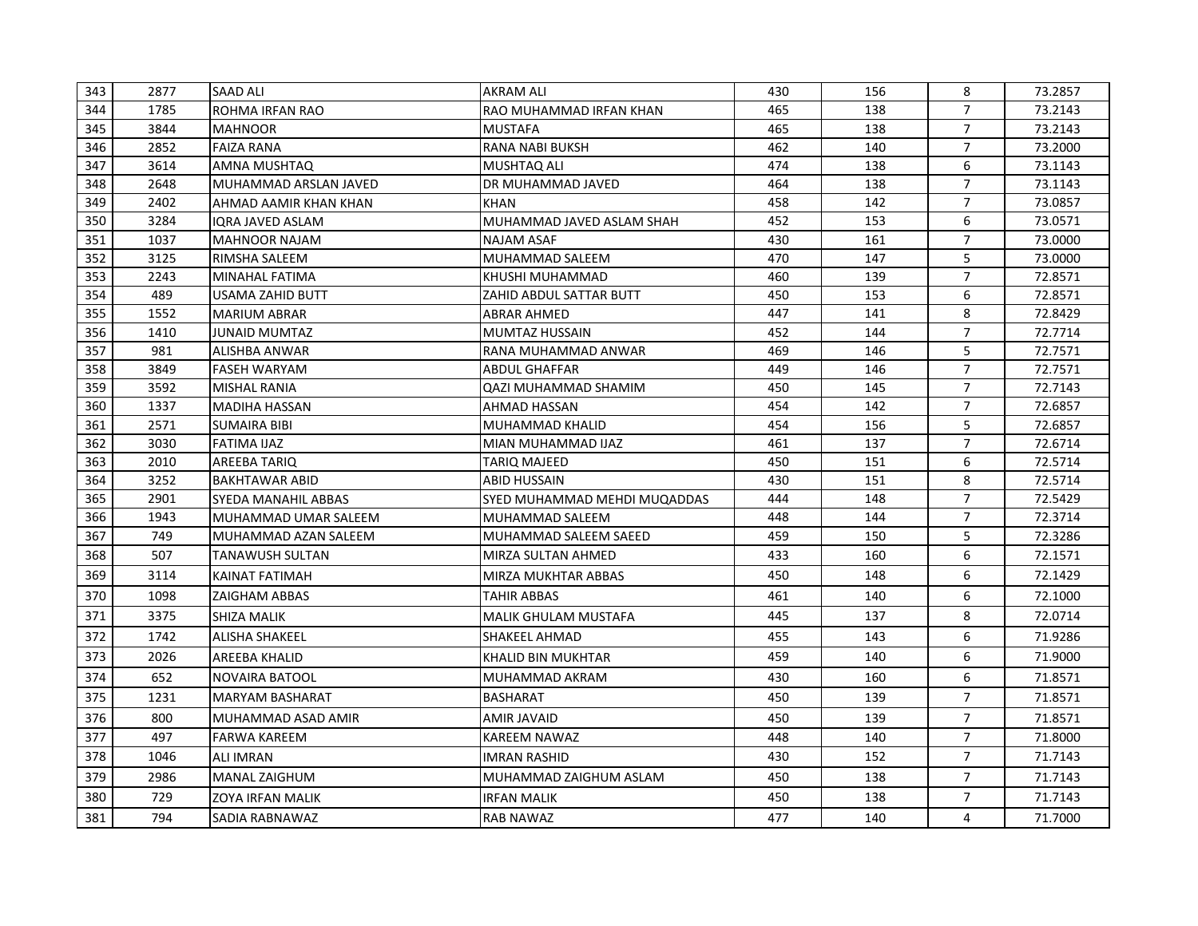| 343 | 2877 | SAAD ALI | AKRAM ALI | 430 | 156 | 8 | 73.2857 |
|---|---|---|---|---|---|---|---|
| 344 | 1785 | ROHMA IRFAN RAO | RAO MUHAMMAD IRFAN KHAN | 465 | 138 | 7 | 73.2143 |
| 345 | 3844 | MAHNOOR | MUSTAFA | 465 | 138 | 7 | 73.2143 |
| 346 | 2852 | FAIZA RANA | RANA NABI BUKSH | 462 | 140 | 7 | 73.2000 |
| 347 | 3614 | AMNA MUSHTAQ | MUSHTAQ ALI | 474 | 138 | 6 | 73.1143 |
| 348 | 2648 | MUHAMMAD ARSLAN JAVED | DR MUHAMMAD JAVED | 464 | 138 | 7 | 73.1143 |
| 349 | 2402 | AHMAD AAMIR KHAN KHAN | KHAN | 458 | 142 | 7 | 73.0857 |
| 350 | 3284 | IQRA JAVED ASLAM | MUHAMMAD JAVED ASLAM SHAH | 452 | 153 | 6 | 73.0571 |
| 351 | 1037 | MAHNOOR NAJAM | NAJAM ASAF | 430 | 161 | 7 | 73.0000 |
| 352 | 3125 | RIMSHA SALEEM | MUHAMMAD SALEEM | 470 | 147 | 5 | 73.0000 |
| 353 | 2243 | MINAHAL FATIMA | KHUSHI MUHAMMAD | 460 | 139 | 7 | 72.8571 |
| 354 | 489 | USAMA ZAHID BUTT | ZAHID ABDUL SATTAR BUTT | 450 | 153 | 6 | 72.8571 |
| 355 | 1552 | MARIUM ABRAR | ABRAR AHMED | 447 | 141 | 8 | 72.8429 |
| 356 | 1410 | JUNAID MUMTAZ | MUMTAZ HUSSAIN | 452 | 144 | 7 | 72.7714 |
| 357 | 981 | ALISHBA ANWAR | RANA MUHAMMAD ANWAR | 469 | 146 | 5 | 72.7571 |
| 358 | 3849 | FASEH WARYAM | ABDUL GHAFFAR | 449 | 146 | 7 | 72.7571 |
| 359 | 3592 | MISHAL RANIA | QAZI MUHAMMAD SHAMIM | 450 | 145 | 7 | 72.7143 |
| 360 | 1337 | MADIHA HASSAN | AHMAD HASSAN | 454 | 142 | 7 | 72.6857 |
| 361 | 2571 | SUMAIRA BIBI | MUHAMMAD KHALID | 454 | 156 | 5 | 72.6857 |
| 362 | 3030 | FATIMA IJAZ | MIAN MUHAMMAD IJAZ | 461 | 137 | 7 | 72.6714 |
| 363 | 2010 | AREEBA TARIQ | TARIQ MAJEED | 450 | 151 | 6 | 72.5714 |
| 364 | 3252 | BAKHTAWAR ABID | ABID HUSSAIN | 430 | 151 | 8 | 72.5714 |
| 365 | 2901 | SYEDA MANAHIL ABBAS | SYED MUHAMMAD MEHDI MUQADDAS | 444 | 148 | 7 | 72.5429 |
| 366 | 1943 | MUHAMMAD UMAR SALEEM | MUHAMMAD SALEEM | 448 | 144 | 7 | 72.3714 |
| 367 | 749 | MUHAMMAD AZAN SALEEM | MUHAMMAD SALEEM SAEED | 459 | 150 | 5 | 72.3286 |
| 368 | 507 | TANAWUSH SULTAN | MIRZA SULTAN AHMED | 433 | 160 | 6 | 72.1571 |
| 369 | 3114 | KAINAT FATIMAH | MIRZA MUKHTAR ABBAS | 450 | 148 | 6 | 72.1429 |
| 370 | 1098 | ZAIGHAM ABBAS | TAHIR ABBAS | 461 | 140 | 6 | 72.1000 |
| 371 | 3375 | SHIZA MALIK | MALIK GHULAM MUSTAFA | 445 | 137 | 8 | 72.0714 |
| 372 | 1742 | ALISHA SHAKEEL | SHAKEEL AHMAD | 455 | 143 | 6 | 71.9286 |
| 373 | 2026 | AREEBA KHALID | KHALID BIN MUKHTAR | 459 | 140 | 6 | 71.9000 |
| 374 | 652 | NOVAIRA BATOOL | MUHAMMAD AKRAM | 430 | 160 | 6 | 71.8571 |
| 375 | 1231 | MARYAM BASHARAT | BASHARAT | 450 | 139 | 7 | 71.8571 |
| 376 | 800 | MUHAMMAD ASAD AMIR | AMIR JAVAID | 450 | 139 | 7 | 71.8571 |
| 377 | 497 | FARWA KAREEM | KAREEM NAWAZ | 448 | 140 | 7 | 71.8000 |
| 378 | 1046 | ALI IMRAN | IMRAN RASHID | 430 | 152 | 7 | 71.7143 |
| 379 | 2986 | MANAL ZAIGHUM | MUHAMMAD ZAIGHUM ASLAM | 450 | 138 | 7 | 71.7143 |
| 380 | 729 | ZOYA IRFAN MALIK | IRFAN MALIK | 450 | 138 | 7 | 71.7143 |
| 381 | 794 | SADIA RABNAWAZ | RAB NAWAZ | 477 | 140 | 4 | 71.7000 |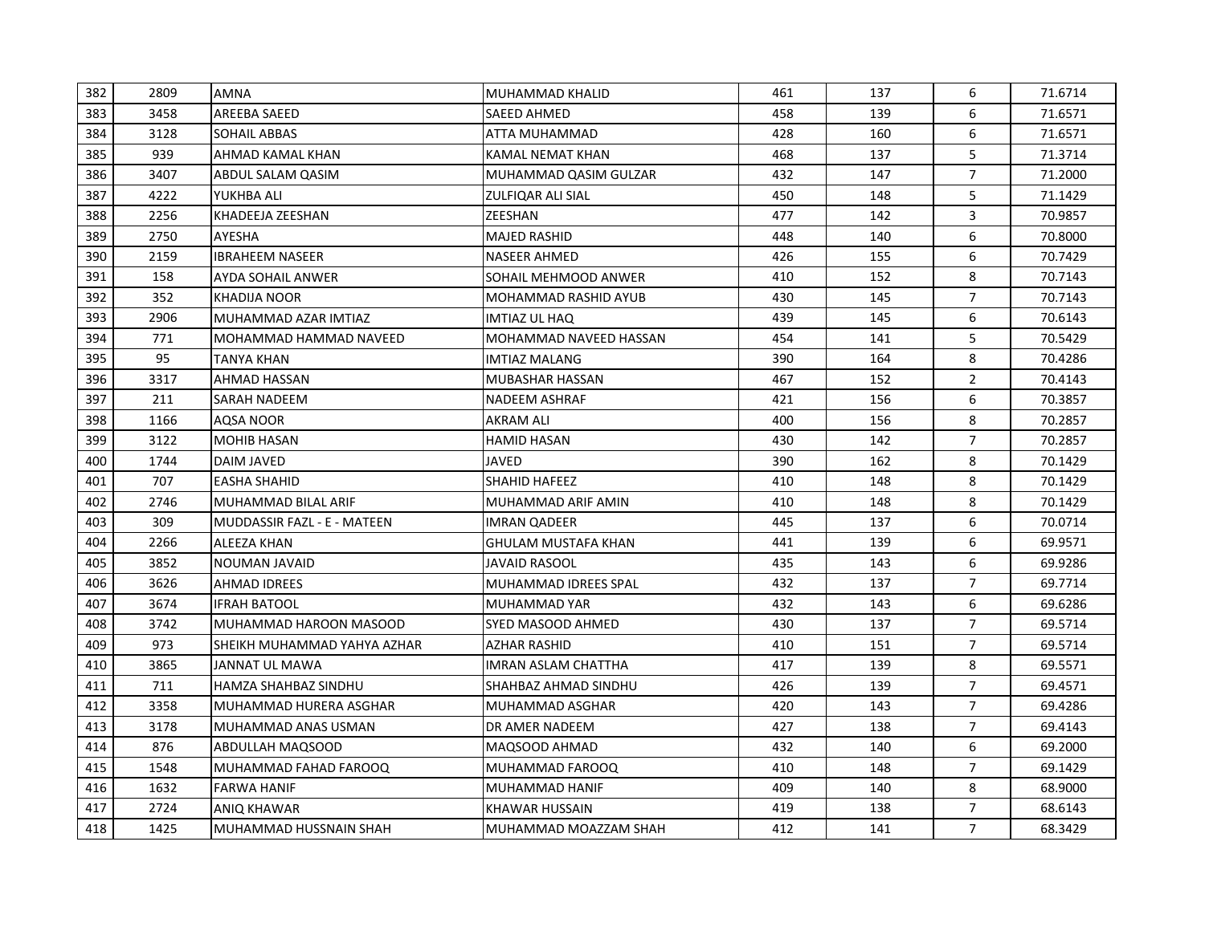| | | | | | | | |
|---|---|---|---|---|---|---|---|
| 382 | 2809 | AMNA | MUHAMMAD KHALID | 461 | 137 | 6 | 71.6714 |
| 383 | 3458 | AREEBA SAEED | SAEED AHMED | 458 | 139 | 6 | 71.6571 |
| 384 | 3128 | SOHAIL ABBAS | ATTA MUHAMMAD | 428 | 160 | 6 | 71.6571 |
| 385 | 939 | AHMAD KAMAL KHAN | KAMAL NEMAT KHAN | 468 | 137 | 5 | 71.3714 |
| 386 | 3407 | ABDUL SALAM QASIM | MUHAMMAD QASIM GULZAR | 432 | 147 | 7 | 71.2000 |
| 387 | 4222 | YUKHBA ALI | ZULFIQAR ALI SIAL | 450 | 148 | 5 | 71.1429 |
| 388 | 2256 | KHADEEJA ZEESHAN | ZEESHAN | 477 | 142 | 3 | 70.9857 |
| 389 | 2750 | AYESHA | MAJED RASHID | 448 | 140 | 6 | 70.8000 |
| 390 | 2159 | IBRAHEEM NASEER | NASEER AHMED | 426 | 155 | 6 | 70.7429 |
| 391 | 158 | AYDA SOHAIL ANWER | SOHAIL MEHMOOD ANWER | 410 | 152 | 8 | 70.7143 |
| 392 | 352 | KHADIJA NOOR | MOHAMMAD RASHID AYUB | 430 | 145 | 7 | 70.7143 |
| 393 | 2906 | MUHAMMAD AZAR IMTIAZ | IMTIAZ UL HAQ | 439 | 145 | 6 | 70.6143 |
| 394 | 771 | MOHAMMAD HAMMAD NAVEED | MOHAMMAD NAVEED HASSAN | 454 | 141 | 5 | 70.5429 |
| 395 | 95 | TANYA KHAN | IMTIAZ MALANG | 390 | 164 | 8 | 70.4286 |
| 396 | 3317 | AHMAD HASSAN | MUBASHAR HASSAN | 467 | 152 | 2 | 70.4143 |
| 397 | 211 | SARAH NADEEM | NADEEM ASHRAF | 421 | 156 | 6 | 70.3857 |
| 398 | 1166 | AQSA NOOR | AKRAM ALI | 400 | 156 | 8 | 70.2857 |
| 399 | 3122 | MOHIB HASAN | HAMID HASAN | 430 | 142 | 7 | 70.2857 |
| 400 | 1744 | DAIM JAVED | JAVED | 390 | 162 | 8 | 70.1429 |
| 401 | 707 | EASHA SHAHID | SHAHID HAFEEZ | 410 | 148 | 8 | 70.1429 |
| 402 | 2746 | MUHAMMAD BILAL ARIF | MUHAMMAD ARIF AMIN | 410 | 148 | 8 | 70.1429 |
| 403 | 309 | MUDDASSIR FAZL - E - MATEEN | IMRAN QADEER | 445 | 137 | 6 | 70.0714 |
| 404 | 2266 | ALEEZA KHAN | GHULAM MUSTAFA KHAN | 441 | 139 | 6 | 69.9571 |
| 405 | 3852 | NOUMAN JAVAID | JAVAID RASOOL | 435 | 143 | 6 | 69.9286 |
| 406 | 3626 | AHMAD IDREES | MUHAMMAD IDREES SPAL | 432 | 137 | 7 | 69.7714 |
| 407 | 3674 | IFRAH BATOOL | MUHAMMAD YAR | 432 | 143 | 6 | 69.6286 |
| 408 | 3742 | MUHAMMAD HAROON MASOOD | SYED MASOOD AHMED | 430 | 137 | 7 | 69.5714 |
| 409 | 973 | SHEIKH MUHAMMAD YAHYA AZHAR | AZHAR RASHID | 410 | 151 | 7 | 69.5714 |
| 410 | 3865 | JANNAT UL MAWA | IMRAN ASLAM CHATTHA | 417 | 139 | 8 | 69.5571 |
| 411 | 711 | HAMZA SHAHBAZ SINDHU | SHAHBAZ AHMAD SINDHU | 426 | 139 | 7 | 69.4571 |
| 412 | 3358 | MUHAMMAD HURERA ASGHAR | MUHAMMAD ASGHAR | 420 | 143 | 7 | 69.4286 |
| 413 | 3178 | MUHAMMAD ANAS USMAN | DR AMER NADEEM | 427 | 138 | 7 | 69.4143 |
| 414 | 876 | ABDULLAH MAQSOOD | MAQSOOD AHMAD | 432 | 140 | 6 | 69.2000 |
| 415 | 1548 | MUHAMMAD FAHAD FAROOQ | MUHAMMAD FAROOQ | 410 | 148 | 7 | 69.1429 |
| 416 | 1632 | FARWA HANIF | MUHAMMAD HANIF | 409 | 140 | 8 | 68.9000 |
| 417 | 2724 | ANIQ KHAWAR | KHAWAR HUSSAIN | 419 | 138 | 7 | 68.6143 |
| 418 | 1425 | MUHAMMAD HUSSNAIN SHAH | MUHAMMAD MOAZZAM SHAH | 412 | 141 | 7 | 68.3429 |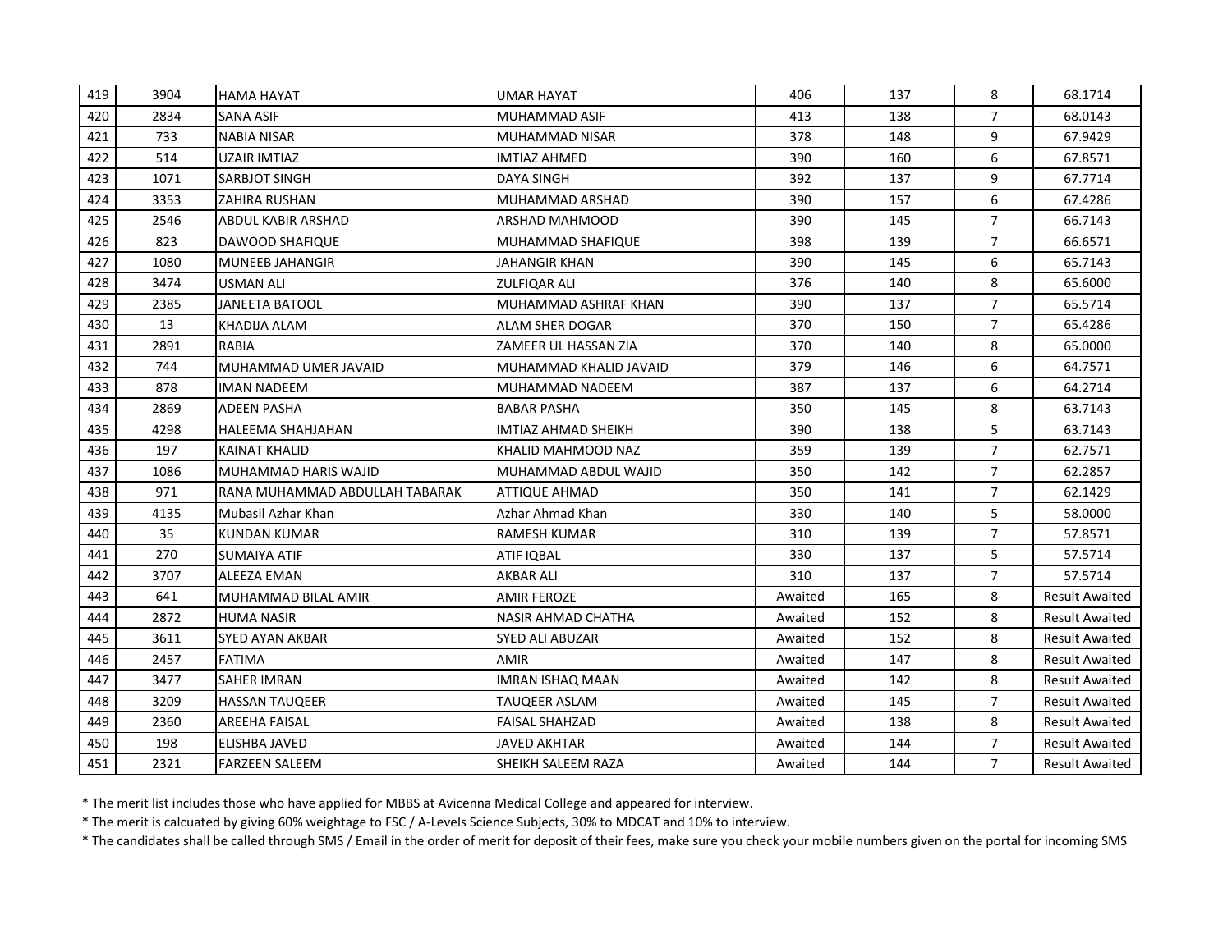| | | | | | | | |
|---|---|---|---|---|---|---|---|
| 419 | 3904 | HAMA HAYAT | UMAR HAYAT | 406 | 137 | 8 | 68.1714 |
| 420 | 2834 | SANA ASIF | MUHAMMAD ASIF | 413 | 138 | 7 | 68.0143 |
| 421 | 733 | NABIA NISAR | MUHAMMAD NISAR | 378 | 148 | 9 | 67.9429 |
| 422 | 514 | UZAIR IMTIAZ | IMTIAZ AHMED | 390 | 160 | 6 | 67.8571 |
| 423 | 1071 | SARBJOT SINGH | DAYA SINGH | 392 | 137 | 9 | 67.7714 |
| 424 | 3353 | ZAHIRA RUSHAN | MUHAMMAD ARSHAD | 390 | 157 | 6 | 67.4286 |
| 425 | 2546 | ABDUL KABIR ARSHAD | ARSHAD MAHMOOD | 390 | 145 | 7 | 66.7143 |
| 426 | 823 | DAWOOD SHAFIQUE | MUHAMMAD SHAFIQUE | 398 | 139 | 7 | 66.6571 |
| 427 | 1080 | MUNEEB JAHANGIR | JAHANGIR KHAN | 390 | 145 | 6 | 65.7143 |
| 428 | 3474 | USMAN ALI | ZULFIQAR ALI | 376 | 140 | 8 | 65.6000 |
| 429 | 2385 | JANEETA BATOOL | MUHAMMAD ASHRAF KHAN | 390 | 137 | 7 | 65.5714 |
| 430 | 13 | KHADIJA ALAM | ALAM SHER DOGAR | 370 | 150 | 7 | 65.4286 |
| 431 | 2891 | RABIA | ZAMEER UL HASSAN ZIA | 370 | 140 | 8 | 65.0000 |
| 432 | 744 | MUHAMMAD UMER JAVAID | MUHAMMAD KHALID JAVAID | 379 | 146 | 6 | 64.7571 |
| 433 | 878 | IMAN NADEEM | MUHAMMAD NADEEM | 387 | 137 | 6 | 64.2714 |
| 434 | 2869 | ADEEN PASHA | BABAR PASHA | 350 | 145 | 8 | 63.7143 |
| 435 | 4298 | HALEEMA SHAHJAHAN | IMTIAZ AHMAD SHEIKH | 390 | 138 | 5 | 63.7143 |
| 436 | 197 | KAINAT KHALID | KHALID MAHMOOD NAZ | 359 | 139 | 7 | 62.7571 |
| 437 | 1086 | MUHAMMAD HARIS WAJID | MUHAMMAD ABDUL WAJID | 350 | 142 | 7 | 62.2857 |
| 438 | 971 | RANA MUHAMMAD ABDULLAH TABARAK | ATTIQUE AHMAD | 350 | 141 | 7 | 62.1429 |
| 439 | 4135 | Mubasil Azhar Khan | Azhar Ahmad Khan | 330 | 140 | 5 | 58.0000 |
| 440 | 35 | KUNDAN KUMAR | RAMESH KUMAR | 310 | 139 | 7 | 57.8571 |
| 441 | 270 | SUMAIYA ATIF | ATIF IQBAL | 330 | 137 | 5 | 57.5714 |
| 442 | 3707 | ALEEZA EMAN | AKBAR ALI | 310 | 137 | 7 | 57.5714 |
| 443 | 641 | MUHAMMAD BILAL AMIR | AMIR FEROZE | Awaited | 165 | 8 | Result Awaited |
| 444 | 2872 | HUMA NASIR | NASIR AHMAD CHATHA | Awaited | 152 | 8 | Result Awaited |
| 445 | 3611 | SYED AYAN AKBAR | SYED ALI ABUZAR | Awaited | 152 | 8 | Result Awaited |
| 446 | 2457 | FATIMA | AMIR | Awaited | 147 | 8 | Result Awaited |
| 447 | 3477 | SAHER IMRAN | IMRAN ISHAQ MAAN | Awaited | 142 | 8 | Result Awaited |
| 448 | 3209 | HASSAN TAUQEER | TAUQEER ASLAM | Awaited | 145 | 7 | Result Awaited |
| 449 | 2360 | AREEHA FAISAL | FAISAL SHAHZAD | Awaited | 138 | 8 | Result Awaited |
| 450 | 198 | ELISHBA JAVED | JAVED AKHTAR | Awaited | 144 | 7 | Result Awaited |
| 451 | 2321 | FARZEEN SALEEM | SHEIKH SALEEM RAZA | Awaited | 144 | 7 | Result Awaited |

* The merit list includes those who have applied for MBBS at Avicenna Medical College and appeared for interview.

* The merit is calcuated by giving 60% weightage to FSC / A-Levels Science Subjects, 30% to MDCAT and 10% to interview.

* The candidates shall be called through SMS / Email in the order of merit for deposit of their fees, make sure you check your mobile numbers given on the portal for incoming SMS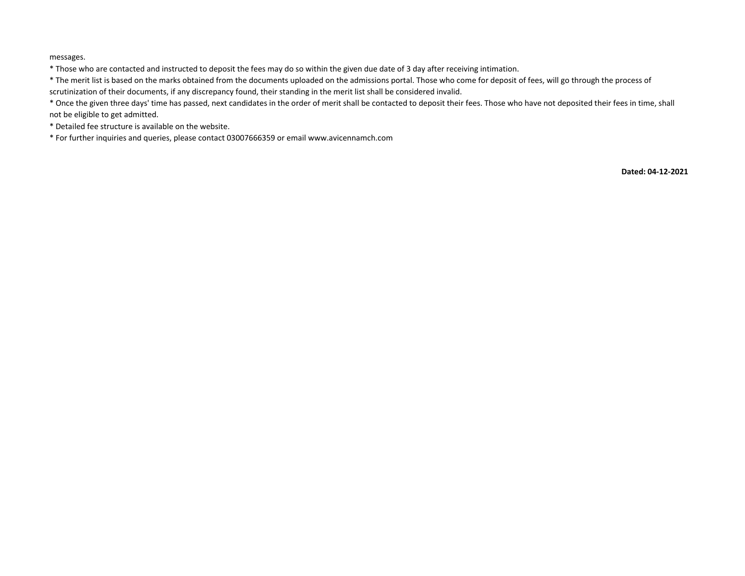messages.

* Those who are contacted and instructed to deposit the fees may do so within the given due date of 3 day after receiving intimation.
* The merit list is based on the marks obtained from the documents uploaded on the admissions portal. Those who come for deposit of fees, will go through the process of scrutinization of their documents, if any discrepancy found, their standing in the merit list shall be considered invalid.
* Once the given three days' time has passed, next candidates in the order of merit shall be contacted to deposit their fees. Those who have not deposited their fees in time, shall not be eligible to get admitted.
* Detailed fee structure is available on the website.
* For further inquiries and queries, please contact 03007666359 or email www.avicennamch.com

**Dated: 04-12-2021**